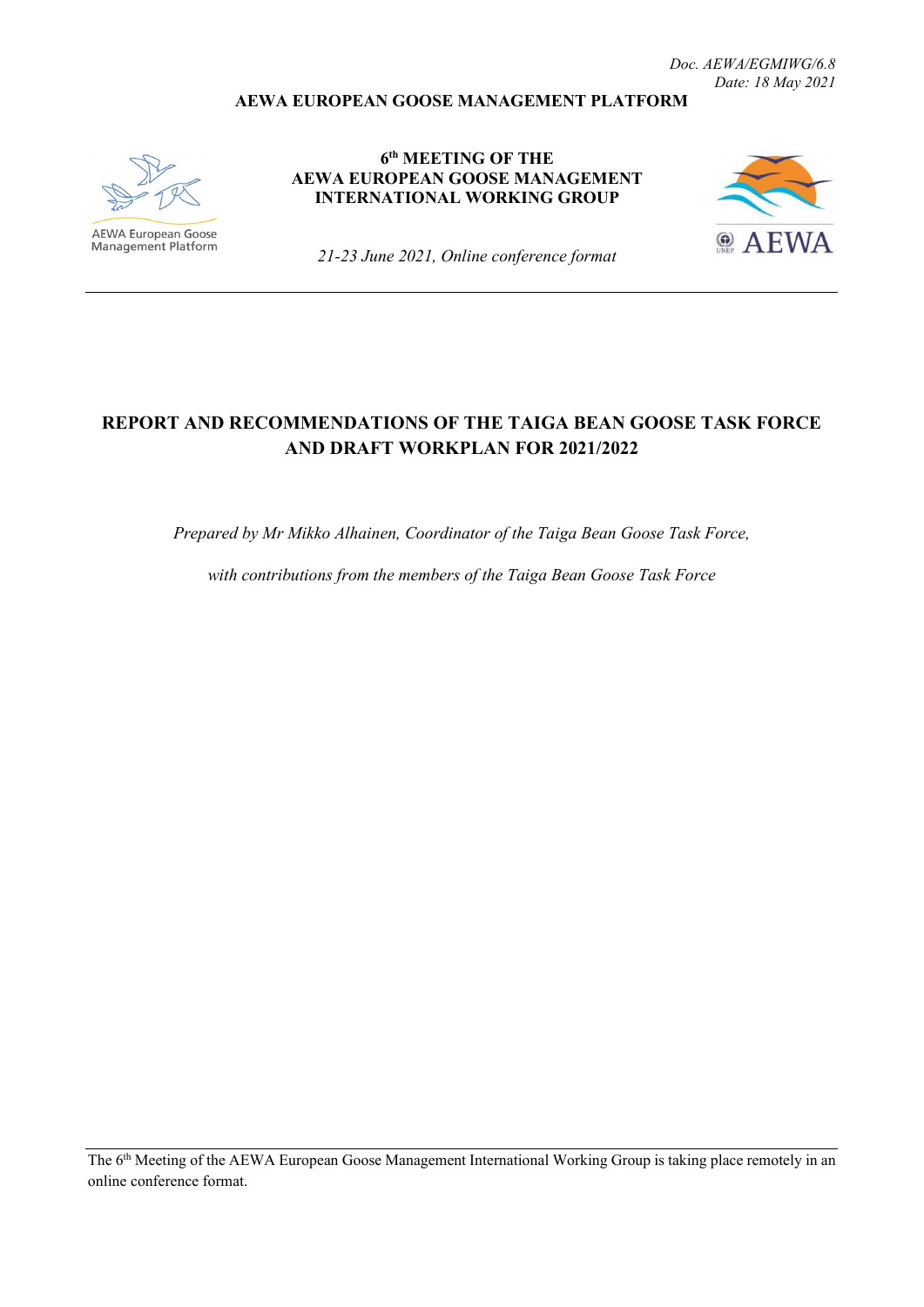*Doc. AEWA/EGMIWG/6.8*
*Date: 18 May 2021*

**AEWA EUROPEAN GOOSE MANAGEMENT PLATFORM**

AEWA European Goose Management Platform

**6th MEETING OF THE AEWA EUROPEAN GOOSE MANAGEMENT INTERNATIONAL WORKING GROUP**

*21-23 June 2021, Online conference format*

AEWA

# REPORT AND RECOMMENDATIONS OF THE TAIGA BEAN GOOSE TASK FORCE AND DRAFT WORKPLAN FOR 2021/2022

*Prepared by Mr Mikko Alhainen, Coordinator of the Taiga Bean Goose Task Force,*

*with contributions from the members of the Taiga Bean Goose Task Force*

---

The 6th Meeting of the AEWA European Goose Management International Working Group is taking place remotely in an online conference format.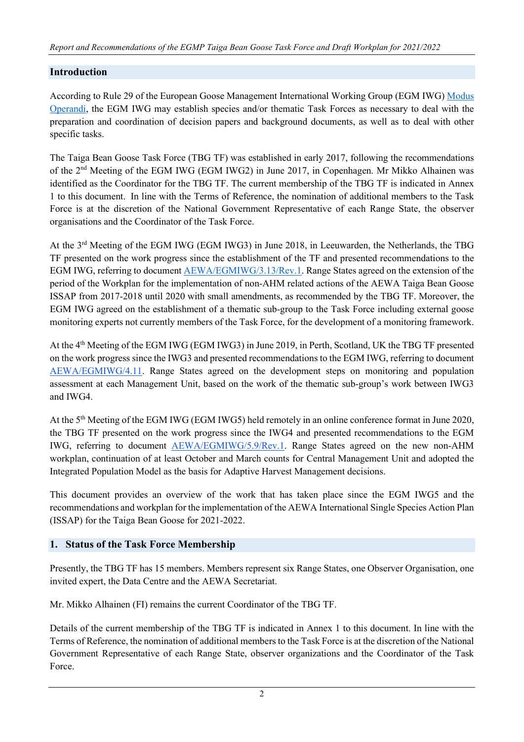## Introduction

According to Rule 29 of the European Goose Management International Working Group (EGM IWG) Modus Operandi, the EGM IWG may establish species and/or thematic Task Forces as necessary to deal with the preparation and coordination of decision papers and background documents, as well as to deal with other specific tasks.

The Taiga Bean Goose Task Force (TBG TF) was established in early 2017, following the recommendations of the 2nd Meeting of the EGM IWG (EGM IWG2) in June 2017, in Copenhagen. Mr Mikko Alhainen was identified as the Coordinator for the TBG TF. The current membership of the TBG TF is indicated in Annex 1 to this document. In line with the Terms of Reference, the nomination of additional members to the Task Force is at the discretion of the National Government Representative of each Range State, the observer organisations and the Coordinator of the Task Force.

At the 3rd Meeting of the EGM IWG (EGM IWG3) in June 2018, in Leeuwarden, the Netherlands, the TBG TF presented on the work progress since the establishment of the TF and presented recommendations to the EGM IWG, referring to document AEWA/EGMIWG/3.13/Rev.1. Range States agreed on the extension of the period of the Workplan for the implementation of non-AHM related actions of the AEWA Taiga Bean Goose ISSAP from 2017-2018 until 2020 with small amendments, as recommended by the TBG TF. Moreover, the EGM IWG agreed on the establishment of a thematic sub-group to the Task Force including external goose monitoring experts not currently members of the Task Force, for the development of a monitoring framework.

At the 4th Meeting of the EGM IWG (EGM IWG3) in June 2019, in Perth, Scotland, UK the TBG TF presented on the work progress since the IWG3 and presented recommendations to the EGM IWG, referring to document AEWA/EGMIWG/4.11. Range States agreed on the development steps on monitoring and population assessment at each Management Unit, based on the work of the thematic sub-group's work between IWG3 and IWG4.

At the 5th Meeting of the EGM IWG (EGM IWG5) held remotely in an online conference format in June 2020, the TBG TF presented on the work progress since the IWG4 and presented recommendations to the EGM IWG, referring to document AEWA/EGMIWG/5.9/Rev.1. Range States agreed on the new non-AHM workplan, continuation of at least October and March counts for Central Management Unit and adopted the Integrated Population Model as the basis for Adaptive Harvest Management decisions.

This document provides an overview of the work that has taken place since the EGM IWG5 and the recommendations and workplan for the implementation of the AEWA International Single Species Action Plan (ISSAP) for the Taiga Bean Goose for 2021-2022.

## 1. Status of the Task Force Membership

Presently, the TBG TF has 15 members. Members represent six Range States, one Observer Organisation, one invited expert, the Data Centre and the AEWA Secretariat.

Mr. Mikko Alhainen (FI) remains the current Coordinator of the TBG TF.

Details of the current membership of the TBG TF is indicated in Annex 1 to this document. In line with the Terms of Reference, the nomination of additional members to the Task Force is at the discretion of the National Government Representative of each Range State, observer organizations and the Coordinator of the Task Force.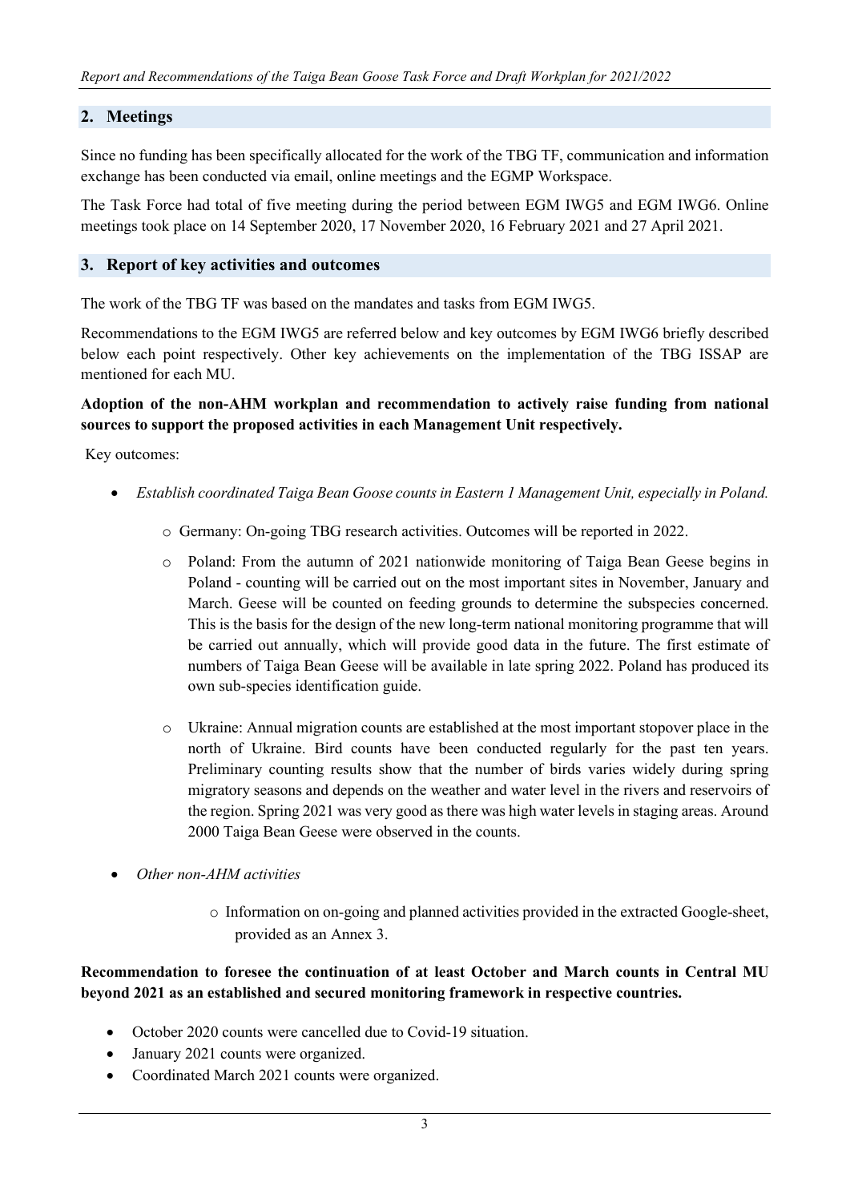## 2. Meetings

Since no funding has been specifically allocated for the work of the TBG TF, communication and information exchange has been conducted via email, online meetings and the EGMP Workspace.

The Task Force had total of five meeting during the period between EGM IWG5 and EGM IWG6. Online meetings took place on 14 September 2020, 17 November 2020, 16 February 2021 and 27 April 2021.

## 3. Report of key activities and outcomes

The work of the TBG TF was based on the mandates and tasks from EGM IWG5.

Recommendations to the EGM IWG5 are referred below and key outcomes by EGM IWG6 briefly described below each point respectively. Other key achievements on the implementation of the TBG ISSAP are mentioned for each MU.

**Adoption of the non-AHM workplan and recommendation to actively raise funding from national sources to support the proposed activities in each Management Unit respectively.**

Key outcomes:

- *Establish coordinated Taiga Bean Goose counts in Eastern 1 Management Unit, especially in Poland.*
  - Germany: On-going TBG research activities. Outcomes will be reported in 2022.
  - Poland: From the autumn of 2021 nationwide monitoring of Taiga Bean Geese begins in Poland - counting will be carried out on the most important sites in November, January and March. Geese will be counted on feeding grounds to determine the subspecies concerned. This is the basis for the design of the new long-term national monitoring programme that will be carried out annually, which will provide good data in the future. The first estimate of numbers of Taiga Bean Geese will be available in late spring 2022. Poland has produced its own sub-species identification guide.
  - Ukraine: Annual migration counts are established at the most important stopover place in the north of Ukraine. Bird counts have been conducted regularly for the past ten years. Preliminary counting results show that the number of birds varies widely during spring migratory seasons and depends on the weather and water level in the rivers and reservoirs of the region. Spring 2021 was very good as there was high water levels in staging areas. Around 2000 Taiga Bean Geese were observed in the counts.
- *Other non-AHM activities*
  - Information on on-going and planned activities provided in the extracted Google-sheet, provided as an Annex 3.

**Recommendation to foresee the continuation of at least October and March counts in Central MU beyond 2021 as an established and secured monitoring framework in respective countries.**

- October 2020 counts were cancelled due to Covid-19 situation.
- January 2021 counts were organized.
- Coordinated March 2021 counts were organized.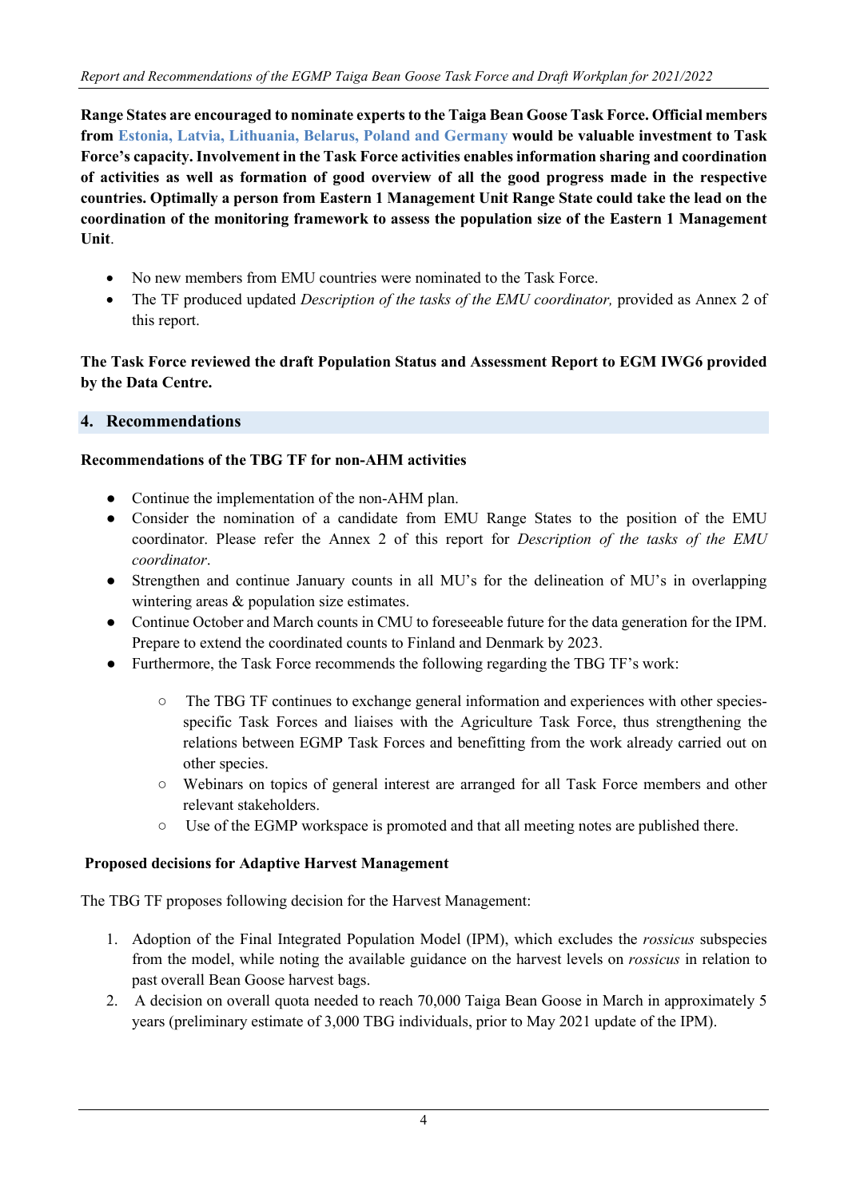**Range States are encouraged to nominate experts to the Taiga Bean Goose Task Force. Official members from Estonia, Latvia, Lithuania, Belarus, Poland and Germany would be valuable investment to Task Force's capacity. Involvement in the Task Force activities enables information sharing and coordination of activities as well as formation of good overview of all the good progress made in the respective countries. Optimally a person from Eastern 1 Management Unit Range State could take the lead on the coordination of the monitoring framework to assess the population size of the Eastern 1 Management Unit**.

- No new members from EMU countries were nominated to the Task Force.
- The TF produced updated *Description of the tasks of the EMU coordinator,* provided as Annex 2 of this report.

**The Task Force reviewed the draft Population Status and Assessment Report to EGM IWG6 provided by the Data Centre.**

## 4. Recommendations

**Recommendations of the TBG TF for non-AHM activities**

- Continue the implementation of the non-AHM plan.
- Consider the nomination of a candidate from EMU Range States to the position of the EMU coordinator. Please refer the Annex 2 of this report for *Description of the tasks of the EMU coordinator*.
- Strengthen and continue January counts in all MU's for the delineation of MU's in overlapping wintering areas & population size estimates.
- Continue October and March counts in CMU to foreseeable future for the data generation for the IPM. Prepare to extend the coordinated counts to Finland and Denmark by 2023.
- Furthermore, the Task Force recommends the following regarding the TBG TF's work:
  - The TBG TF continues to exchange general information and experiences with other species-specific Task Forces and liaises with the Agriculture Task Force, thus strengthening the relations between EGMP Task Forces and benefitting from the work already carried out on other species.
  - Webinars on topics of general interest are arranged for all Task Force members and other relevant stakeholders.
  - Use of the EGMP workspace is promoted and that all meeting notes are published there.

**Proposed decisions for Adaptive Harvest Management**

The TBG TF proposes following decision for the Harvest Management:

1. Adoption of the Final Integrated Population Model (IPM), which excludes the *rossicus* subspecies from the model, while noting the available guidance on the harvest levels on *rossicus* in relation to past overall Bean Goose harvest bags.
2. A decision on overall quota needed to reach 70,000 Taiga Bean Goose in March in approximately 5 years (preliminary estimate of 3,000 TBG individuals, prior to May 2021 update of the IPM).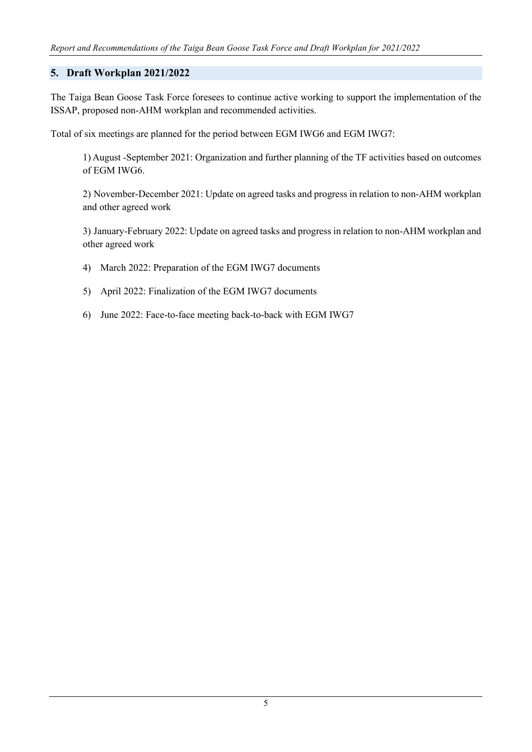## 5. Draft Workplan 2021/2022

The Taiga Bean Goose Task Force foresees to continue active working to support the implementation of the ISSAP, proposed non-AHM workplan and recommended activities.

Total of six meetings are planned for the period between EGM IWG6 and EGM IWG7:

1) August -September 2021: Organization and further planning of the TF activities based on outcomes of EGM IWG6.

2) November-December 2021: Update on agreed tasks and progress in relation to non-AHM workplan and other agreed work

3) January-February 2022: Update on agreed tasks and progress in relation to non-AHM workplan and other agreed work

4) March 2022: Preparation of the EGM IWG7 documents

5) April 2022: Finalization of the EGM IWG7 documents

6) June 2022: Face-to-face meeting back-to-back with EGM IWG7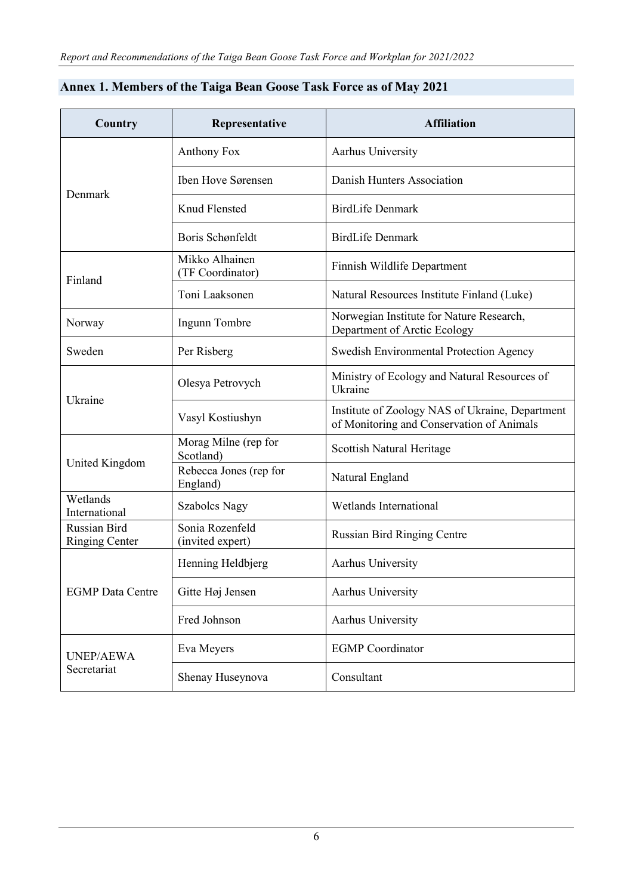## Annex 1. Members of the Taiga Bean Goose Task Force as of May 2021

| Country | Representative | Affiliation |
|---|---|---|
| Denmark | Anthony Fox | Aarhus University |
| | Iben Hove Sørensen | Danish Hunters Association |
| | Knud Flensted | BirdLife Denmark |
| | Boris Schønfeldt | BirdLife Denmark |
| Finland | Mikko Alhainen (TF Coordinator) | Finnish Wildlife Department |
| | Toni Laaksonen | Natural Resources Institute Finland (Luke) |
| Norway | Ingunn Tombre | Norwegian Institute for Nature Research, Department of Arctic Ecology |
| Sweden | Per Risberg | Swedish Environmental Protection Agency |
| Ukraine | Olesya Petrovych | Ministry of Ecology and Natural Resources of Ukraine |
| | Vasyl Kostiushyn | Institute of Zoology NAS of Ukraine, Department of Monitoring and Conservation of Animals |
| United Kingdom | Morag Milne (rep for Scotland) | Scottish Natural Heritage |
| | Rebecca Jones (rep for England) | Natural England |
| Wetlands International | Szabolcs Nagy | Wetlands International |
| Russian Bird Ringing Center | Sonia Rozenfeld (invited expert) | Russian Bird Ringing Centre |
| EGMP Data Centre | Henning Heldbjerg | Aarhus University |
| | Gitte Høj Jensen | Aarhus University |
| | Fred Johnson | Aarhus University |
| UNEP/AEWA Secretariat | Eva Meyers | EGMP Coordinator |
| | Shenay Huseynova | Consultant |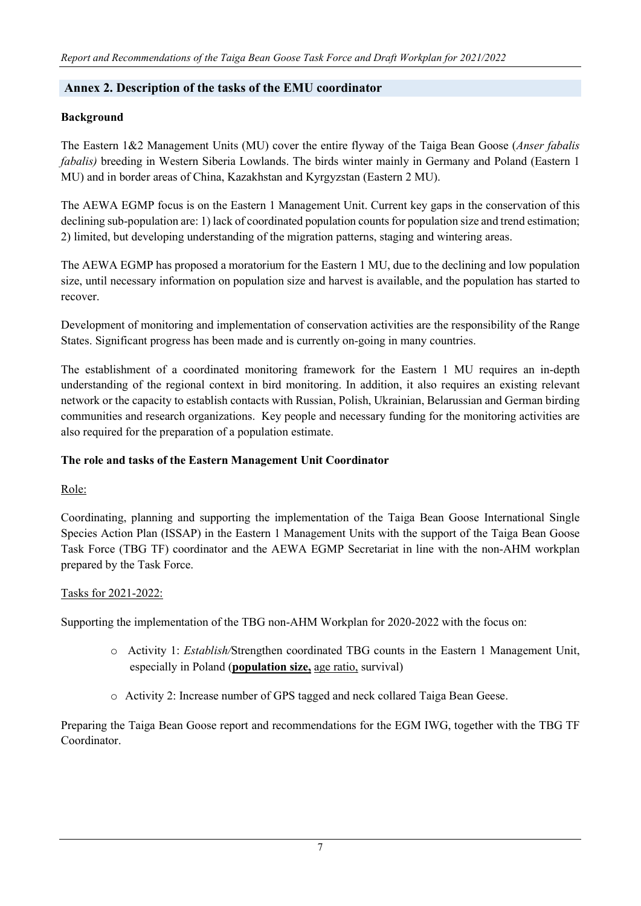## Annex 2. Description of the tasks of the EMU coordinator

### Background

The Eastern 1&2 Management Units (MU) cover the entire flyway of the Taiga Bean Goose (*Anser fabalis fabalis)* breeding in Western Siberia Lowlands. The birds winter mainly in Germany and Poland (Eastern 1 MU) and in border areas of China, Kazakhstan and Kyrgyzstan (Eastern 2 MU).

The AEWA EGMP focus is on the Eastern 1 Management Unit. Current key gaps in the conservation of this declining sub-population are: 1) lack of coordinated population counts for population size and trend estimation; 2) limited, but developing understanding of the migration patterns, staging and wintering areas.

The AEWA EGMP has proposed a moratorium for the Eastern 1 MU, due to the declining and low population size, until necessary information on population size and harvest is available, and the population has started to recover.

Development of monitoring and implementation of conservation activities are the responsibility of the Range States. Significant progress has been made and is currently on-going in many countries.

The establishment of a coordinated monitoring framework for the Eastern 1 MU requires an in-depth understanding of the regional context in bird monitoring. In addition, it also requires an existing relevant network or the capacity to establish contacts with Russian, Polish, Ukrainian, Belarussian and German birding communities and research organizations. Key people and necessary funding for the monitoring activities are also required for the preparation of a population estimate.

### The role and tasks of the Eastern Management Unit Coordinator

Role:

Coordinating, planning and supporting the implementation of the Taiga Bean Goose International Single Species Action Plan (ISSAP) in the Eastern 1 Management Units with the support of the Taiga Bean Goose Task Force (TBG TF) coordinator and the AEWA EGMP Secretariat in line with the non-AHM workplan prepared by the Task Force.

Tasks for 2021-2022:

Supporting the implementation of the TBG non-AHM Workplan for 2020-2022 with the focus on:

- Activity 1: *Establish/*Strengthen coordinated TBG counts in the Eastern 1 Management Unit, especially in Poland (**population size,** age ratio, survival)
- Activity 2: Increase number of GPS tagged and neck collared Taiga Bean Geese.

Preparing the Taiga Bean Goose report and recommendations for the EGM IWG, together with the TBG TF Coordinator.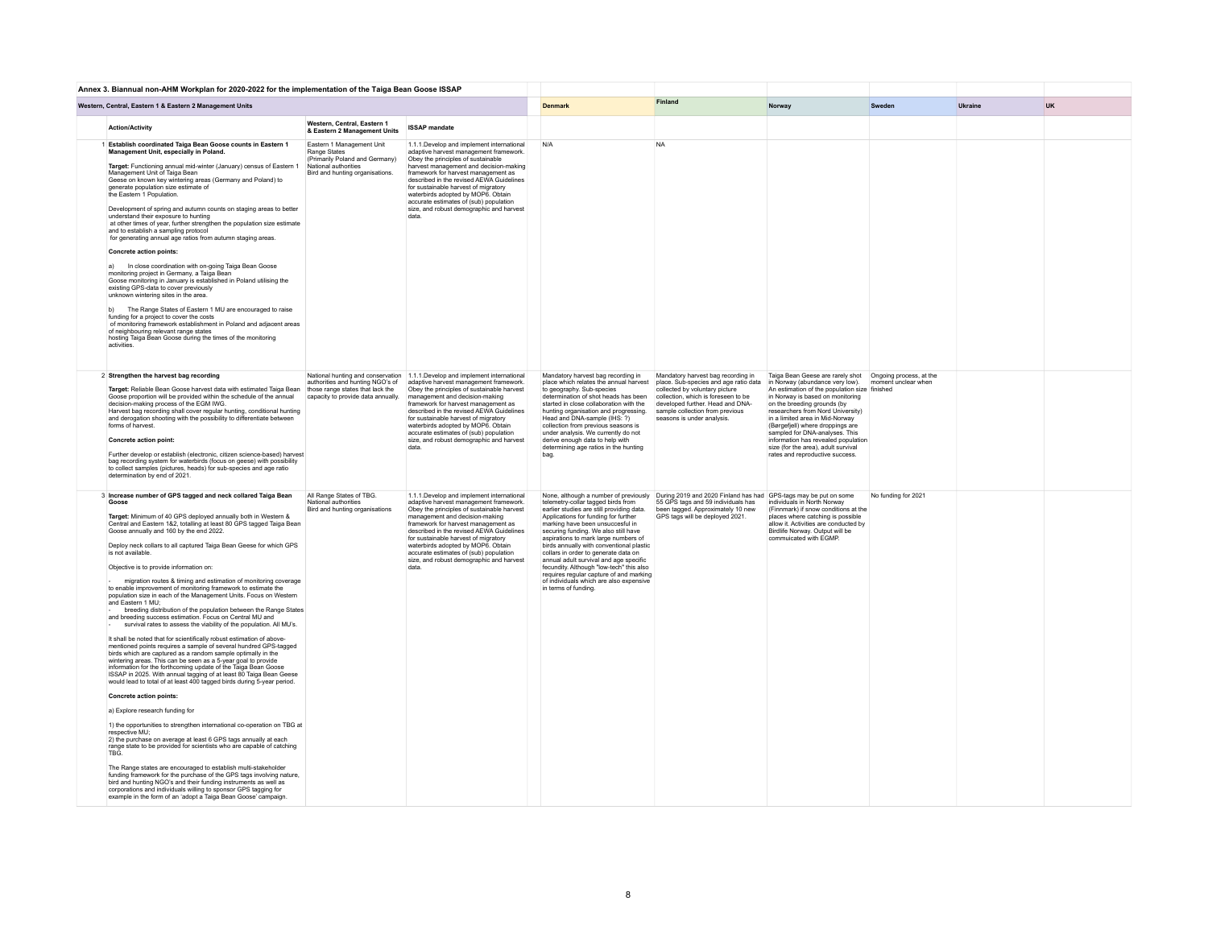**Annex 3. Biannual non-AHM Workplan for 2020-2022 for the implementation of the Taiga Bean Goose ISSAP**

| | Western, Central, Eastern 1 & Eastern 2 Management Units | | | | Denmark | Finland | Norway | Sweden | Ukraine | UK |
|---|---|---|---|---|---|---|---|---|---|---|
| | **Action/Activity** | **Western, Central, Eastern 1 & Eastern 2 Management Units** | **ISSAP mandate** | | | | | | | |
| 1 | **Establish coordinated Taiga Bean Goose counts in Eastern 1 Management Unit, especially in Poland.**<br><br>**Target:** Functioning annual mid-winter (January) census of Eastern 1 Management Unit of Taiga Bean Geese on known key wintering areas (Germany and Poland) to generate population size estimate of the Eastern 1 Population.<br><br>Development of spring and autumn counts on staging areas to better understand their exposure to hunting at other times of year, further strengthen the population size estimate and to establish a sampling protocol for generating annual age ratios from autumn staging areas.<br><br>**Concrete action points:**<br><br>a) In close coordination with on-going Taiga Bean Goose monitoring project in Germany, a Taiga Bean Goose monitoring in January is established in Poland utilising the existing GPS-data to cover previously unknown wintering sites in the area.<br><br>b) The Range States of Eastern 1 MU are encouraged to raise funding for a project to cover the costs of monitoring framework establishment in Poland and adjacent areas of neighbouring relevant range states hosting Taiga Bean Goose during the times of the monitoring activities. | Eastern 1 Management Unit Range States (Primarily Poland and Germany) National authorities Bird and hunting organisations. | 1.1.1.Develop and implement international adaptive harvest management framework. Obey the principles of sustainable harvest management and decision-making framework for harvest management as described in the revised AEWA Guidelines for sustainable harvest of migratory waterbirds adopted by MOP6. Obtain accurate estimates of (sub) population size, and robust demographic and harvest data. | | N/A | NA | | | | |
| 2 | **Strengthen the harvest bag recording**<br><br>**Target:** Reliable Bean Goose harvest data with estimated Taiga Bean Goose proportion will be provided within the schedule of the annual decision-making process of the EGM IWG.<br>Harvest bag recording shall cover regular hunting, conditional hunting and derogation shooting with the possibility to differentiate between forms of harvest.<br><br>**Concrete action point:**<br><br>Further develop or establish (electronic, citizen science-based) harvest bag recording system for waterbirds (focus on geese) with possibility to collect samples (pictures, heads) for sub-species and age ratio determination by end of 2021. | National hunting and conservation authorities and hunting NGO's of those range states that lack the capacity to provide data annually. | 1.1.1.Develop and implement international adaptive harvest management framework. Obey the principles of sustainable harvest management and decision-making framework for harvest management as described in the revised AEWA Guidelines for sustainable harvest of migratory waterbirds adopted by MOP6. Obtain accurate estimates of (sub) population size, and robust demographic and harvest data. | | Mandatory harvest bag recording in place which relates the annual harvest to geography. Sub-species determination of shot heads has been started in close collaboration with the hunting organisation and progressing. Head and DNA-sample (IHS: ?) collection from previous seasons is under analysis. We currently do not derive enough data to help with determining age ratios in the hunting bag. | Mandatory harvest bag recording in place. Sub-species and age ratio data collected by voluntary picture collection, which is foreseen to be developed further. Head and DNA-sample collection from previous seasons is under analysis. | Taiga Bean Geese are rarely shot in Norway (abundance very low). An estimation of the population size in Norway is based on monitoring on the breeding grounds (by researchers from Nord University) in a limited area in Mid-Norway (Børgefjell) where droppings are sampled for DNA-analyses. This information has revealed population size (for the area), adult survival rates and reproductive success. | Ongoing process, at the moment unclear when finished | | |
| 3 | **Increase number of GPS tagged and neck collared Taiga Bean Goose**<br><br>**Target:** Minimum of 40 GPS deployed annually both in Western & Central and Eastern 1&2, totalling at least 80 GPS tagged Taiga Bean Goose annually and 160 by the end 2022.<br><br>Deploy neck collars to all captured Taiga Bean Geese for which GPS is not available.<br><br>Objective is to provide information on:<br><br>- migration routes & timing and estimation of monitoring coverage to enable improvement of monitoring framework to estimate the population size in each of the Management Units. Focus on Western and Eastern 1 MU;<br>- breeding distribution of the population between the Range States and breeding success estimation. Focus on Central MU and<br>- survival rates to assess the viability of the population. All MU's.<br><br>It shall be noted that for scientifically robust estimation of above-mentioned points requires a sample of several hundred GPS-tagged birds which are captured as a random sample optimally in the wintering areas. This can be seen as a 5-year goal to provide information for the forthcoming update of the Taiga Bean Goose ISSAP in 2025. With annual tagging of at least 80 Taiga Bean Geese would lead to total of at least 400 tagged birds during 5-year period.<br><br>**Concrete action points:**<br><br>a) Explore research funding for<br><br>1) the opportunities to strengthen international co-operation on TBG at respective MU;<br>2) the purchase on average at least 6 GPS tags annually at each range state to be provided for scientists who are capable of catching TBG.<br><br>The Range states are encouraged to establish multi-stakeholder funding framework for the purchase of the GPS tags involving nature, bird and hunting NGO's and their funding instruments as well as corporations and individuals willing to sponsor GPS tagging for example in the form of an 'adopt a Taiga Bean Goose' campaign. | All Range States of TBG. National authorities Bird and hunting organisations | 1.1.1.Develop and implement international adaptive harvest management framework. Obey the principles of sustainable harvest management and decision-making framework for harvest management as described in the revised AEWA Guidelines for sustainable harvest of migratory waterbirds adopted by MOP6. Obtain accurate estimates of (sub) population size, and robust demographic and harvest data. | | None, although a number of previously telemetry-collar tagged birds from earlier studies are still providing data. Applications for funding for further marking have been unsuccessful in securing funding. We also still have aspirations to mark large numbers of birds annually with conventional plastic collars in order to generate data on annual adult survival and age specific fecundity. Although "low-tech" this also requires regular capture of and marking of individuals which are also expensive in terms of funding. | During 2019 and 2020 Finland has had 55 GPS tags and 59 individuals has been tagged. Approximately 10 new GPS tags will be deployed 2021. | GPS-tags may be put on some individuals in North Norway (Finnmark) if snow conditions at the places where catching is possible allow it. Activities are conducted by Birdlife Norway. Output will be commuicated with EGMP. | No funding for 2021 | | |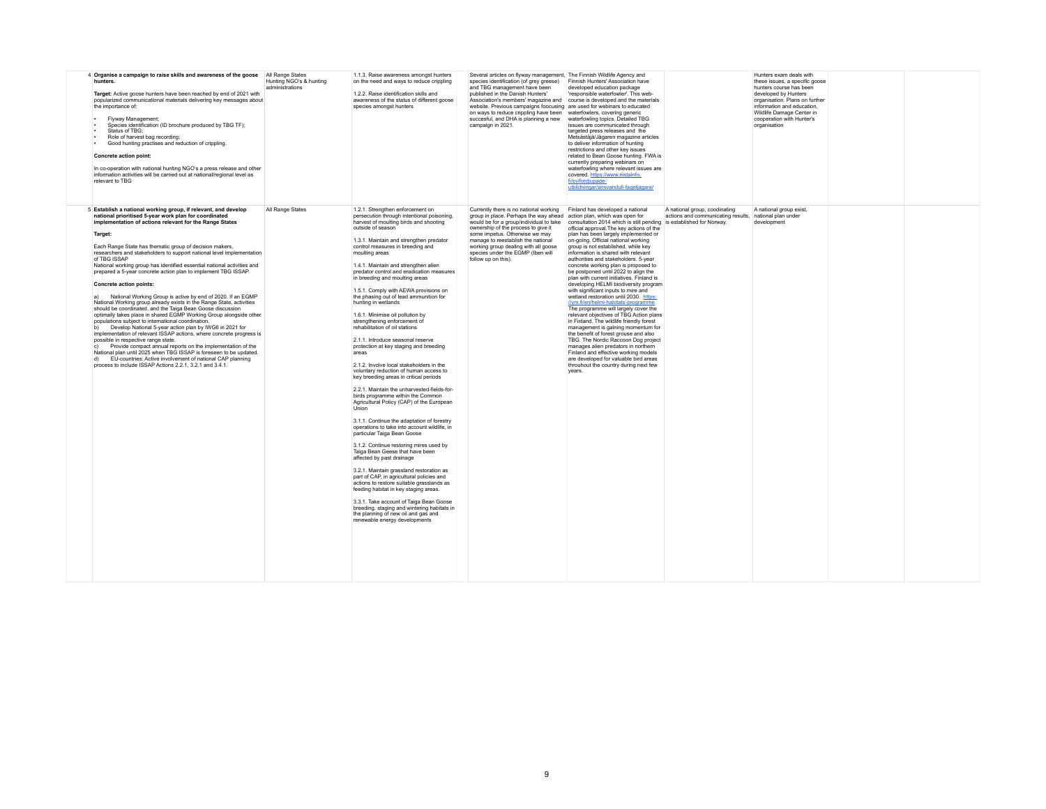| | | | | | | | | | | |
|---|---|---|---|---|---|---|---|---|---|---|
| 4 | **Organise a campaign to raise skills and awareness of the goose hunters.**<br><br>**Target:** Active goose hunters have been reached by end of 2021 with popularized communicational materials delivering key messages about the importance of:<br><br>• Flyway Management;<br>• Species identification (ID brochure produced by TBG TF);<br>• Status of TBG;<br>• Role of harvest bag recording;<br>• Good hunting practises and reduction of crippling.<br><br>**Concrete action point:**<br><br>In co-operation with national hunting NGO's a press release and other information activities will be carried out at national/regional level as relevant to TBG | All Range States Hunting NGO's & hunting administrations | 1.1.3. Raise awareness amongst hunters on the need and ways to reduce crippling<br><br>1.2.2. Raise identification skills and awareness of the status of different goose species amongst hunters | | Several articles on flyway management, species identification (of grey geese) and TBG management have been published in the Danish Hunters' Association's members' magazine and website. Previous campaigns foocusing on ways to reduce crippling have been succesful, and DHA is planning a new campaign in 2021. | The Finnish Wildlife Agency and Finnish Hunters' Association have developed education package 'responsible waterfowler'. This web-course is developed and the materials are used for webinars to educated waterfowlers, covering generic waterfowling topics. Detailed TBG issues are communicated through targeted press releases and the Metsästäjä/Jägaren magazine articles to deliver information of hunting restrictions and other key issues related to Bean Goose hunting. FWA is currently preparing webinars on waterfowling where relevant issues are covered. https://www.riistainfo.fi/sv/fordjupade-utbildningar/ansvarsfull-fageljagare/ | | Hunters exam deals with these issues, a specific goose hunters course has been developed by Hunters organisation. Plans on further information and education, Wildlife Damage Center in cooperation with Hunter's organisation | | |
| 5 | **Establish a national working group, if relevant, and develop national prioritised 5-year work plan for coordinated implementation of actions relevant for the Range States**<br><br>**Target:**<br><br>Each Range State has thematic group of decision makers, researchers and stakeholders to support national level implementation of TBG ISSAP<br>National working group has identified essential national activities and prepared a 5-year concrete action plan to implement TBG ISSAP.<br><br>**Concrete action points:**<br><br>a) National Working Group is active by end of 2020. If an EGMP National Working group already exists in the Range State, activities should be coordinated, and the Taiga Bean Goose discussion optimally takes place in shared EGMP Working Group alongside other populations subject to international coordination.<br>b) Develop National 5-year action plan by IWG6 in 2021 for implementation of relevant ISSAP actions, where concrete progress is possible in respective range state.<br>c) Provide compact annual reports on the implementation of the National plan until 2025 when TBG ISSAP is foreseen to be updated.<br>d) EU-countries: Active involvement of national CAP planning process to include ISSAP Actions 2.2.1, 3.2.1 and 3.4.1. | All Range States | 1.2.1. Strengthen enforcement on persecution through intentional poisoning, harvest of moulting birds and shooting outside of season<br><br>1.3.1. Maintain and strengthen predator control measures in breeding and moulting areas<br><br>1.4.1. Maintain and strengthen alien predator control and eradication measures in breeding and moulting areas<br><br>1.5.1. Comply with AEWA provisions on the phasing out of lead ammunition for hunting in wetlands<br><br>1.6.1. Minimise oil pollution by strengthening enforcement of rehabilitation of oil stations<br><br>2.1.1. Introduce seasonal reserve protection at key staging and breeding areas<br><br>2.1.2. Involve local stakeholders in the voluntary reduction of human access to key breeding areas in critical periods<br><br>2.2.1. Maintain the unharvested-fields-for-birds programme within the Common Agricultural Policy (CAP) of the European Union<br><br>3.1.1. Continue the adaptation of forestry operations to take into account wildlife, in particular Taiga Bean Goose<br><br>3.1.2. Continue restoring mires used by Taiga Bean Geese that have been affected by past drainage<br><br>3.2.1. Maintain grassland restoration as part of CAP, in agricultural policies and actions to restore suitable grasslands as feeding habitat in key staging areas.<br><br>3.3.1. Take account of Taiga Bean Goose breeding, staging and wintering habitats in the planning of new oil and gas and renewable energy developments | | Currently there is no national working group in place. Perhaps the way ahead would be for a group/individual to take ownership of the process to give it some impetus. Otherwise we may manage to reestablish the national working group dealing with all goose species under the EGMP (Iben will follow up on this). | Finland has developed a national action plan, which was open for consultation 2014 which is still pending official approval.The key actions of the plan has been largely implemented or on-going. Official national working group is not established, while key information is shared with relevant authorities and stakeholders. 5-year concrete working plan is proposed to be postponed until 2022 to align the plan with current initiatives. Finland is developing HELMI biodiversity program with significant inputs to mire and wetland restoration until 2030. https://ym.fi/en/helmi-habitats-programme The programme will largely cover the relevant objectives of TBG Action plans in Finland. The wildlife friendly forest management is gaining momentum for the benefit of forest grouse and also TBG. The Nordic Raccoon Dog project manages alien predators in northern Finland and effective working models are developed for valuable bird areas throuhout the country during next few years. | A national group, coodinating actions and communicating results, is established for Norway. | A national group exist, national plan under development | | |